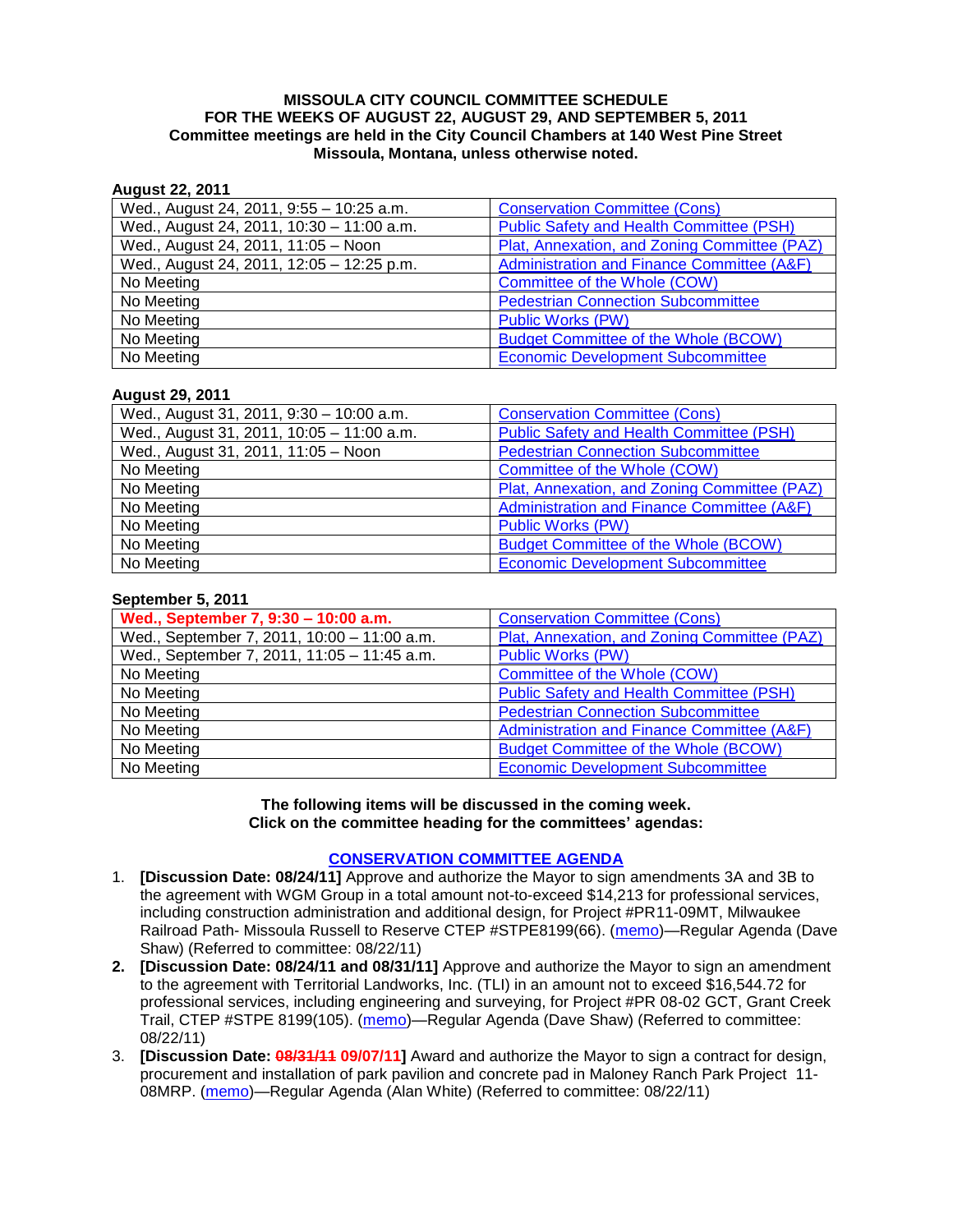**MISSOULA CITY COUNCIL COMMITTEE SCHEDULE**
**FOR THE WEEKS OF AUGUST 22, AUGUST 29, AND SEPTEMBER 5, 2011**
**Committee meetings are held in the City Council Chambers at 140 West Pine Street Missoula, Montana, unless otherwise noted.**

**August 22, 2011**

| | |
|---|---|
| Wed., August 24, 2011, 9:55 – 10:25 a.m. | Conservation Committee (Cons) |
| Wed., August 24, 2011, 10:30 – 11:00 a.m. | Public Safety and Health Committee (PSH) |
| Wed., August 24, 2011, 11:05 – Noon | Plat, Annexation, and Zoning Committee (PAZ) |
| Wed., August 24, 2011, 12:05 – 12:25 p.m. | Administration and Finance Committee (A&F) |
| No Meeting | Committee of the Whole (COW) |
| No Meeting | Pedestrian Connection Subcommittee |
| No Meeting | Public Works (PW) |
| No Meeting | Budget Committee of the Whole (BCOW) |
| No Meeting | Economic Development Subcommittee |

**August 29, 2011**

| | |
|---|---|
| Wed., August 31, 2011, 9:30 – 10:00 a.m. | Conservation Committee (Cons) |
| Wed., August 31, 2011, 10:05 – 11:00 a.m. | Public Safety and Health Committee (PSH) |
| Wed., August 31, 2011, 11:05 – Noon | Pedestrian Connection Subcommittee |
| No Meeting | Committee of the Whole (COW) |
| No Meeting | Plat, Annexation, and Zoning Committee (PAZ) |
| No Meeting | Administration and Finance Committee (A&F) |
| No Meeting | Public Works (PW) |
| No Meeting | Budget Committee of the Whole (BCOW) |
| No Meeting | Economic Development Subcommittee |

**September 5, 2011**

| | |
|---|---|
| **Wed., September 7, 9:30 – 10:00 a.m.** | Conservation Committee (Cons) |
| Wed., September 7, 2011, 10:00 – 11:00 a.m. | Plat, Annexation, and Zoning Committee (PAZ) |
| Wed., September 7, 2011, 11:05 – 11:45 a.m. | Public Works (PW) |
| No Meeting | Committee of the Whole (COW) |
| No Meeting | Public Safety and Health Committee (PSH) |
| No Meeting | Pedestrian Connection Subcommittee |
| No Meeting | Administration and Finance Committee (A&F) |
| No Meeting | Budget Committee of the Whole (BCOW) |
| No Meeting | Economic Development Subcommittee |

**The following items will be discussed in the coming week.**
**Click on the committee heading for the committees' agendas:**

## CONSERVATION COMMITTEE AGENDA

1. **[Discussion Date: 08/24/11]** Approve and authorize the Mayor to sign amendments 3A and 3B to the agreement with WGM Group in a total amount not-to-exceed $14,213 for professional services, including construction administration and additional design, for Project #PR11-09MT, Milwaukee Railroad Path- Missoula Russell to Reserve CTEP #STPE8199(66). (memo)—Regular Agenda (Dave Shaw) (Referred to committee: 08/22/11)
2. **[Discussion Date: 08/24/11 and 08/31/11]** Approve and authorize the Mayor to sign an amendment to the agreement with Territorial Landworks, Inc. (TLI) in an amount not to exceed $16,544.72 for professional services, including engineering and surveying, for Project #PR 08-02 GCT, Grant Creek Trail, CTEP #STPE 8199(105). (memo)—Regular Agenda (Dave Shaw) (Referred to committee: 08/22/11)
3. **[Discussion Date: ~~08/31/11~~ 09/07/11]** Award and authorize the Mayor to sign a contract for design, procurement and installation of park pavilion and concrete pad in Maloney Ranch Park Project 11-08MRP. (memo)—Regular Agenda (Alan White) (Referred to committee: 08/22/11)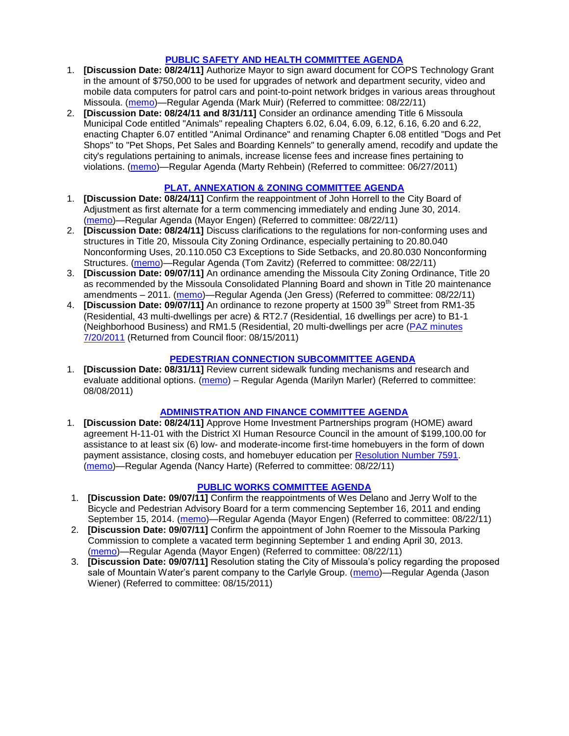## PUBLIC SAFETY AND HEALTH COMMITTEE AGENDA

1. **[Discussion Date: 08/24/11]** Authorize Mayor to sign award document for COPS Technology Grant in the amount of $750,000 to be used for upgrades of network and department security, video and mobile data computers for patrol cars and point-to-point network bridges in various areas throughout Missoula. (memo)—Regular Agenda (Mark Muir) (Referred to committee: 08/22/11)
2. **[Discussion Date: 08/24/11 and 8/31/11]** Consider an ordinance amending Title 6 Missoula Municipal Code entitled "Animals" repealing Chapters 6.02, 6.04, 6.09, 6.12, 6.16, 6.20 and 6.22, enacting Chapter 6.07 entitled "Animal Ordinance" and renaming Chapter 6.08 entitled "Dogs and Pet Shops" to "Pet Shops, Pet Sales and Boarding Kennels" to generally amend, recodify and update the city's regulations pertaining to animals, increase license fees and increase fines pertaining to violations. (memo)—Regular Agenda (Marty Rehbein) (Referred to committee: 06/27/2011)

## PLAT, ANNEXATION & ZONING COMMITTEE AGENDA

1. **[Discussion Date: 08/24/11]** Confirm the reappointment of John Horrell to the City Board of Adjustment as first alternate for a term commencing immediately and ending June 30, 2014. (memo)—Regular Agenda (Mayor Engen) (Referred to committee: 08/22/11)
2. **[Discussion Date: 08/24/11]** Discuss clarifications to the regulations for non-conforming uses and structures in Title 20, Missoula City Zoning Ordinance, especially pertaining to 20.80.040 Nonconforming Uses, 20.110.050 C3 Exceptions to Side Setbacks, and 20.80.030 Nonconforming Structures. (memo)—Regular Agenda (Tom Zavitz) (Referred to committee: 08/22/11)
3. **[Discussion Date: 09/07/11]** An ordinance amending the Missoula City Zoning Ordinance, Title 20 as recommended by the Missoula Consolidated Planning Board and shown in Title 20 maintenance amendments – 2011. (memo)—Regular Agenda (Jen Gress) (Referred to committee: 08/22/11)
4. **[Discussion Date: 09/07/11]** An ordinance to rezone property at 1500 39th Street from RM1-35 (Residential, 43 multi-dwellings per acre) & RT2.7 (Residential, 16 dwellings per acre) to B1-1 (Neighborhood Business) and RM1.5 (Residential, 20 multi-dwellings per acre (PAZ minutes 7/20/2011 (Returned from Council floor: 08/15/2011)

## PEDESTRIAN CONNECTION SUBCOMMITTEE AGENDA

1. **[Discussion Date: 08/31/11]** Review current sidewalk funding mechanisms and research and evaluate additional options. (memo) – Regular Agenda (Marilyn Marler) (Referred to committee: 08/08/2011)

## ADMINISTRATION AND FINANCE COMMITTEE AGENDA

1. **[Discussion Date: 08/24/11]** Approve Home Investment Partnerships program (HOME) award agreement H-11-01 with the District XI Human Resource Council in the amount of $199,100.00 for assistance to at least six (6) low- and moderate-income first-time homebuyers in the form of down payment assistance, closing costs, and homebuyer education per Resolution Number 7591. (memo)—Regular Agenda (Nancy Harte) (Referred to committee: 08/22/11)

## PUBLIC WORKS COMMITTEE AGENDA

1. **[Discussion Date: 09/07/11]** Confirm the reappointments of Wes Delano and Jerry Wolf to the Bicycle and Pedestrian Advisory Board for a term commencing September 16, 2011 and ending September 15, 2014. (memo)—Regular Agenda (Mayor Engen) (Referred to committee: 08/22/11)
2. **[Discussion Date: 09/07/11]** Confirm the appointment of John Roemer to the Missoula Parking Commission to complete a vacated term beginning September 1 and ending April 30, 2013. (memo)—Regular Agenda (Mayor Engen) (Referred to committee: 08/22/11)
3. **[Discussion Date: 09/07/11]** Resolution stating the City of Missoula's policy regarding the proposed sale of Mountain Water's parent company to the Carlyle Group. (memo)—Regular Agenda (Jason Wiener) (Referred to committee: 08/15/2011)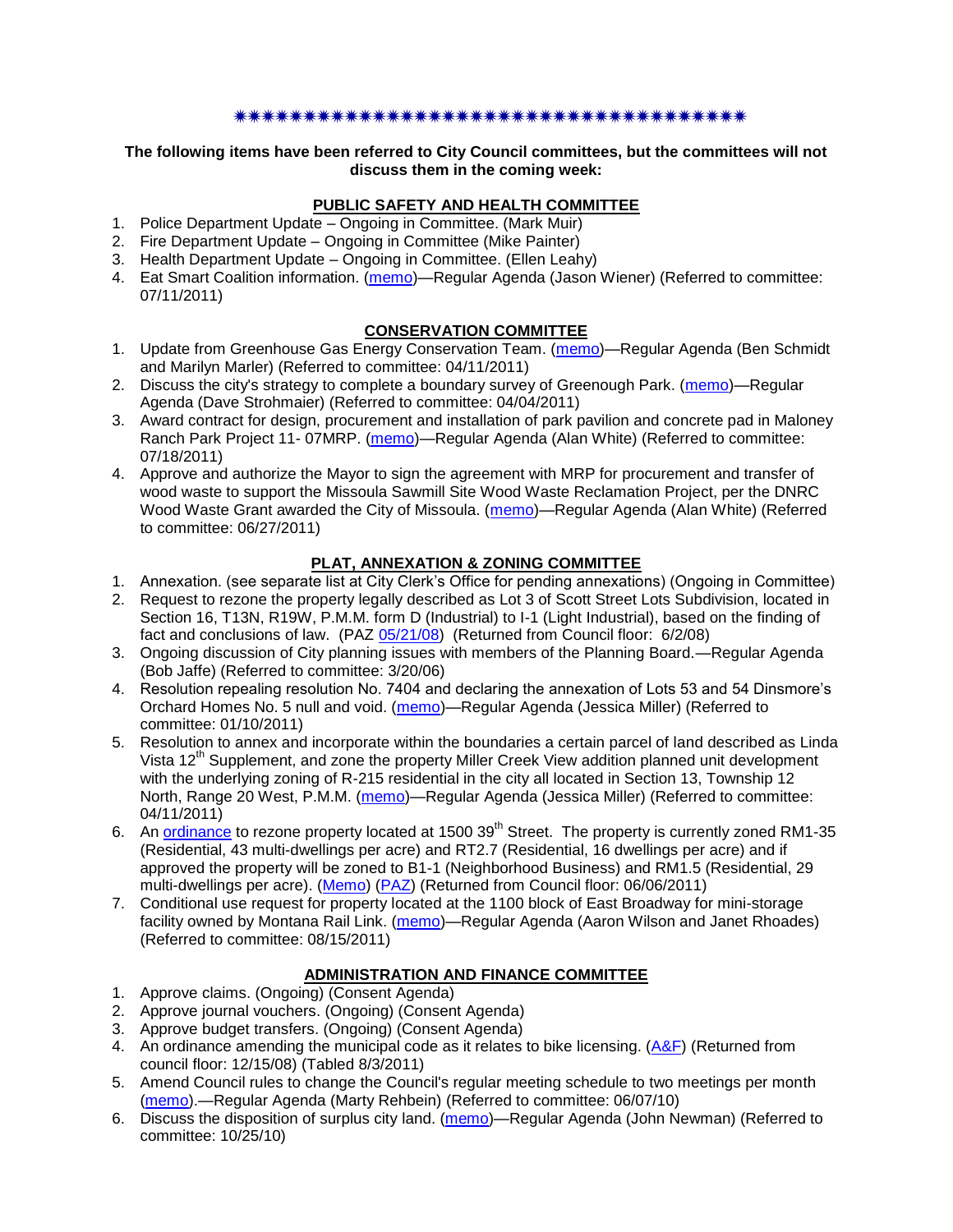✷✷✷✷✷✷✷✷✷✷✷✷✷✷✷✷✷✷✷✷✷✷✷✷✷✷✷✷✷✷✷✷✷✷✷✷✷✷

**The following items have been referred to City Council committees, but the committees will not discuss them in the coming week:**

**PUBLIC SAFETY AND HEALTH COMMITTEE**

1. Police Department Update – Ongoing in Committee. (Mark Muir)
2. Fire Department Update – Ongoing in Committee (Mike Painter)
3. Health Department Update – Ongoing in Committee. (Ellen Leahy)
4. Eat Smart Coalition information. (memo)—Regular Agenda (Jason Wiener) (Referred to committee: 07/11/2011)

**CONSERVATION COMMITTEE**

1. Update from Greenhouse Gas Energy Conservation Team. (memo)—Regular Agenda (Ben Schmidt and Marilyn Marler) (Referred to committee: 04/11/2011)
2. Discuss the city's strategy to complete a boundary survey of Greenough Park. (memo)—Regular Agenda (Dave Strohmaier) (Referred to committee: 04/04/2011)
3. Award contract for design, procurement and installation of park pavilion and concrete pad in Maloney Ranch Park Project 11- 07MRP. (memo)—Regular Agenda (Alan White) (Referred to committee: 07/18/2011)
4. Approve and authorize the Mayor to sign the agreement with MRP for procurement and transfer of wood waste to support the Missoula Sawmill Site Wood Waste Reclamation Project, per the DNRC Wood Waste Grant awarded the City of Missoula. (memo)—Regular Agenda (Alan White) (Referred to committee: 06/27/2011)

**PLAT, ANNEXATION & ZONING COMMITTEE**

1. Annexation. (see separate list at City Clerk's Office for pending annexations) (Ongoing in Committee)
2. Request to rezone the property legally described as Lot 3 of Scott Street Lots Subdivision, located in Section 16, T13N, R19W, P.M.M. form D (Industrial) to I-1 (Light Industrial), based on the finding of fact and conclusions of law. (PAZ 05/21/08) (Returned from Council floor: 6/2/08)
3. Ongoing discussion of City planning issues with members of the Planning Board.—Regular Agenda (Bob Jaffe) (Referred to committee: 3/20/06)
4. Resolution repealing resolution No. 7404 and declaring the annexation of Lots 53 and 54 Dinsmore's Orchard Homes No. 5 null and void. (memo)—Regular Agenda (Jessica Miller) (Referred to committee: 01/10/2011)
5. Resolution to annex and incorporate within the boundaries a certain parcel of land described as Linda Vista 12th Supplement, and zone the property Miller Creek View addition planned unit development with the underlying zoning of R-215 residential in the city all located in Section 13, Township 12 North, Range 20 West, P.M.M. (memo)—Regular Agenda (Jessica Miller) (Referred to committee: 04/11/2011)
6. An ordinance to rezone property located at 1500 39th Street. The property is currently zoned RM1-35 (Residential, 43 multi-dwellings per acre) and RT2.7 (Residential, 16 dwellings per acre) and if approved the property will be zoned to B1-1 (Neighborhood Business) and RM1.5 (Residential, 29 multi-dwellings per acre). (Memo) (PAZ) (Returned from Council floor: 06/06/2011)
7. Conditional use request for property located at the 1100 block of East Broadway for mini-storage facility owned by Montana Rail Link. (memo)—Regular Agenda (Aaron Wilson and Janet Rhoades) (Referred to committee: 08/15/2011)

**ADMINISTRATION AND FINANCE COMMITTEE**

1. Approve claims. (Ongoing) (Consent Agenda)
2. Approve journal vouchers. (Ongoing) (Consent Agenda)
3. Approve budget transfers. (Ongoing) (Consent Agenda)
4. An ordinance amending the municipal code as it relates to bike licensing. (A&F) (Returned from council floor: 12/15/08) (Tabled 8/3/2011)
5. Amend Council rules to change the Council's regular meeting schedule to two meetings per month (memo).—Regular Agenda (Marty Rehbein) (Referred to committee: 06/07/10)
6. Discuss the disposition of surplus city land. (memo)—Regular Agenda (John Newman) (Referred to committee: 10/25/10)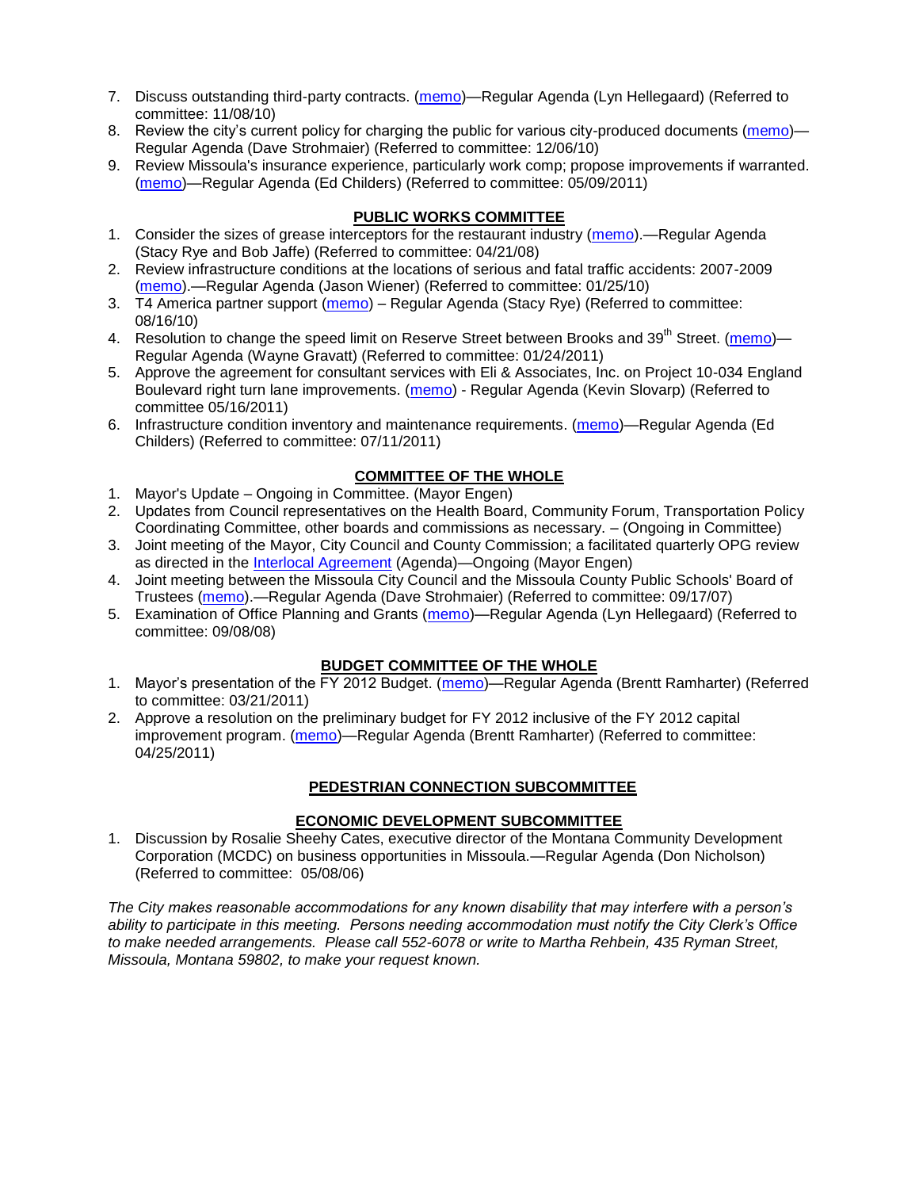7. Discuss outstanding third-party contracts. (memo)—Regular Agenda (Lyn Hellegaard) (Referred to committee: 11/08/10)
8. Review the city's current policy for charging the public for various city-produced documents (memo)—Regular Agenda (Dave Strohmaier) (Referred to committee: 12/06/10)
9. Review Missoula's insurance experience, particularly work comp; propose improvements if warranted. (memo)—Regular Agenda (Ed Childers) (Referred to committee: 05/09/2011)

## PUBLIC WORKS COMMITTEE

1. Consider the sizes of grease interceptors for the restaurant industry (memo).—Regular Agenda (Stacy Rye and Bob Jaffe) (Referred to committee: 04/21/08)
2. Review infrastructure conditions at the locations of serious and fatal traffic accidents: 2007-2009 (memo).—Regular Agenda (Jason Wiener) (Referred to committee: 01/25/10)
3. T4 America partner support (memo) – Regular Agenda (Stacy Rye) (Referred to committee: 08/16/10)
4. Resolution to change the speed limit on Reserve Street between Brooks and 39th Street. (memo)—Regular Agenda (Wayne Gravatt) (Referred to committee: 01/24/2011)
5. Approve the agreement for consultant services with Eli & Associates, Inc. on Project 10-034 England Boulevard right turn lane improvements. (memo) - Regular Agenda (Kevin Slovarp) (Referred to committee 05/16/2011)
6. Infrastructure condition inventory and maintenance requirements. (memo)—Regular Agenda (Ed Childers) (Referred to committee: 07/11/2011)

## COMMITTEE OF THE WHOLE

1. Mayor's Update – Ongoing in Committee. (Mayor Engen)
2. Updates from Council representatives on the Health Board, Community Forum, Transportation Policy Coordinating Committee, other boards and commissions as necessary. – (Ongoing in Committee)
3. Joint meeting of the Mayor, City Council and County Commission; a facilitated quarterly OPG review as directed in the Interlocal Agreement (Agenda)—Ongoing (Mayor Engen)
4. Joint meeting between the Missoula City Council and the Missoula County Public Schools' Board of Trustees (memo).—Regular Agenda (Dave Strohmaier) (Referred to committee: 09/17/07)
5. Examination of Office Planning and Grants (memo)—Regular Agenda (Lyn Hellegaard) (Referred to committee: 09/08/08)

## BUDGET COMMITTEE OF THE WHOLE

1. Mayor's presentation of the FY 2012 Budget. (memo)—Regular Agenda (Brentt Ramharter) (Referred to committee: 03/21/2011)
2. Approve a resolution on the preliminary budget for FY 2012 inclusive of the FY 2012 capital improvement program. (memo)—Regular Agenda (Brentt Ramharter) (Referred to committee: 04/25/2011)

## PEDESTRIAN CONNECTION SUBCOMMITTEE

## ECONOMIC DEVELOPMENT SUBCOMMITTEE

1. Discussion by Rosalie Sheehy Cates, executive director of the Montana Community Development Corporation (MCDC) on business opportunities in Missoula.—Regular Agenda (Don Nicholson) (Referred to committee: 05/08/06)

*The City makes reasonable accommodations for any known disability that may interfere with a person's ability to participate in this meeting. Persons needing accommodation must notify the City Clerk's Office to make needed arrangements. Please call 552-6078 or write to Martha Rehbein, 435 Ryman Street, Missoula, Montana 59802, to make your request known.*